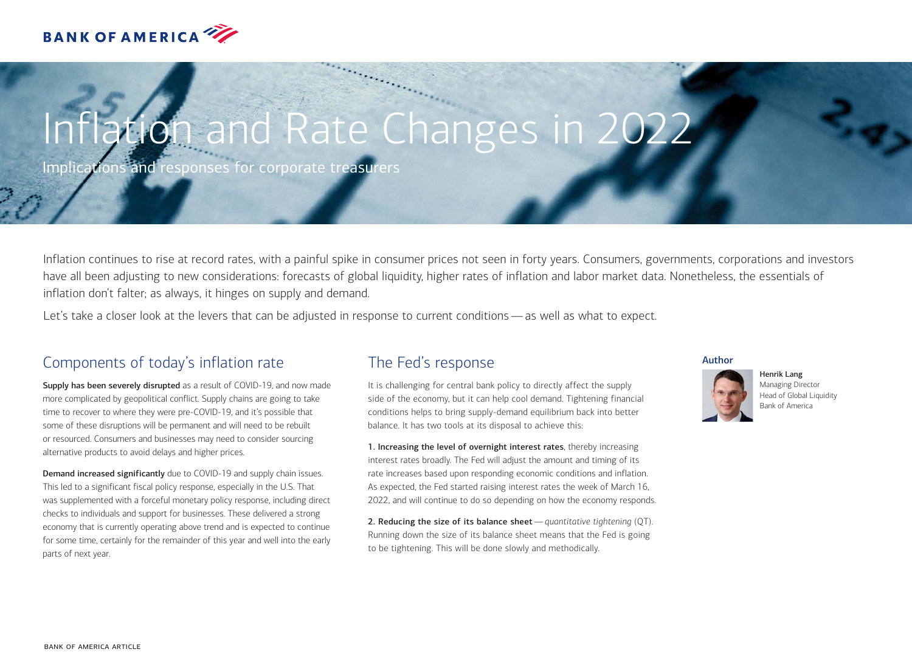# Inflation and Rate Changes in 2022

Implications and responses for corporate treasurers

Inflation continues to rise at record rates, with a painful spike in consumer prices not seen in forty years. Consumers, governments, corporations and investors have all been adjusting to new considerations: forecasts of global liquidity, higher rates of inflation and labor market data. Nonetheless, the essentials of inflation don't falter; as always, it hinges on supply and demand.

Let's take a closer look at the levers that can be adjusted in response to current conditions — as well as what to expect.

## Components of today's inflation rate

**Supply has been severely disrupted** as a result of COVID-19, and now made more complicated by geopolitical conflict. Supply chains are going to take time to recover to where they were pre-COVID-19, and it's possible that some of these disruptions will be permanent and will need to be rebuilt or resourced. Consumers and businesses may need to consider sourcing alternative products to avoid delays and higher prices.

**Demand increased significantly** due to COVID-19 and supply chain issues. This led to a significant fiscal policy response, especially in the U.S. That was supplemented with a forceful monetary policy response, including direct checks to individuals and support for businesses. These delivered a strong economy that is currently operating above trend and is expected to continue for some time, certainly for the remainder of this year and well into the early parts of next year.

## The Fed's response

It is challenging for central bank policy to directly affect the supply side of the economy, but it can help cool demand. Tightening financial conditions helps to bring supply-demand equilibrium back into better balance. It has two tools at its disposal to achieve this:

**1. Increasing the level of overnight interest rates**, thereby increasing interest rates broadly. The Fed will adjust the amount and timing of its rate increases based upon responding economic conditions and inflation. As expected, the Fed started raising interest rates the week of March 16, 2022, and will continue to do so depending on how the economy responds.

**2. Reducing the size of its balance sheet** — *quantitative tightening* (QT). Running down the size of its balance sheet means that the Fed is going to be tightening. This will be done slowly and methodically.

**Author**

**Henrik Lang**
Managing Director
Head of Global Liquidity
Bank of America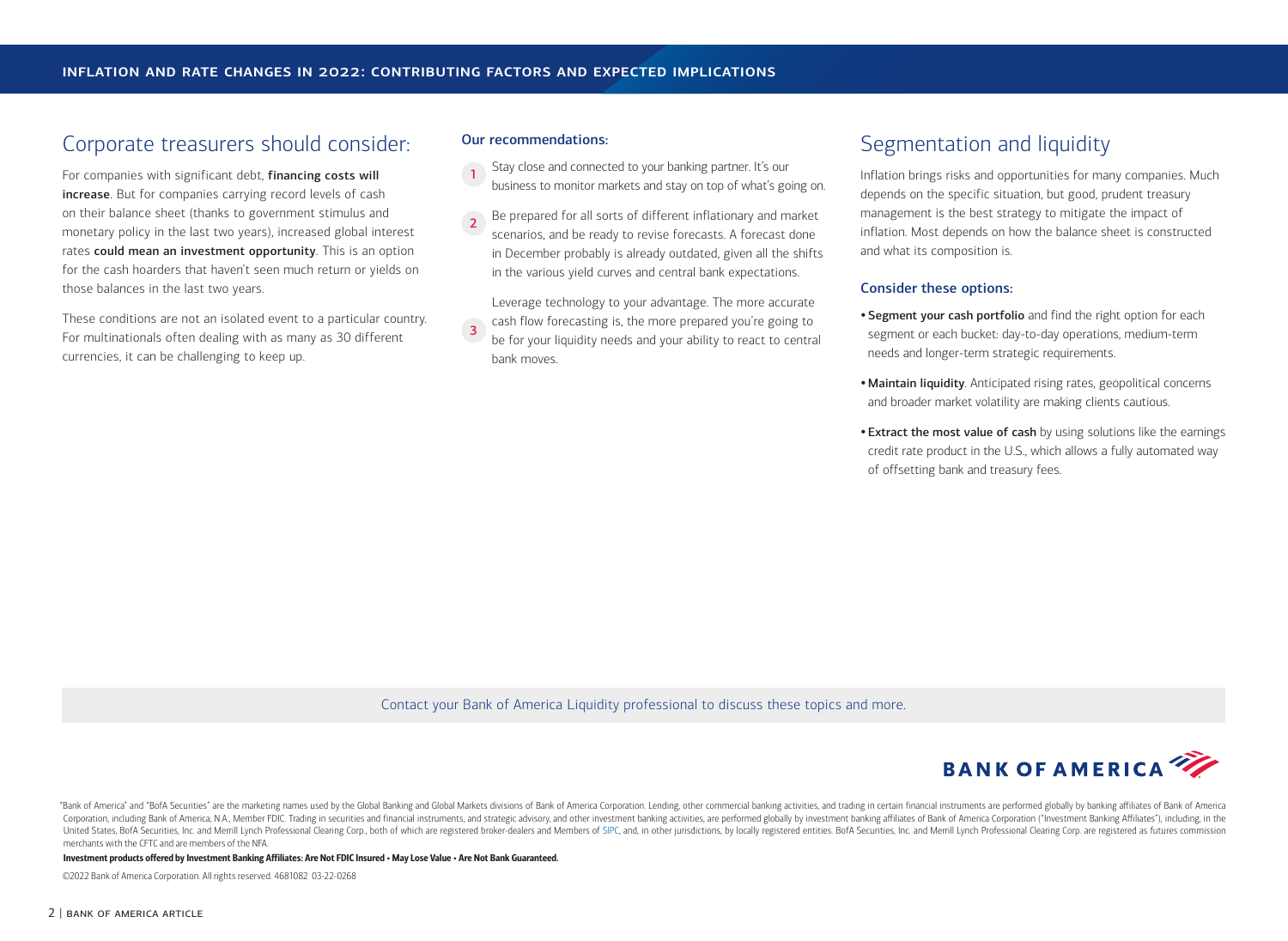## Corporate treasurers should consider:

For companies with significant debt, **financing costs will increase**. But for companies carrying record levels of cash on their balance sheet (thanks to government stimulus and monetary policy in the last two years), increased global interest rates **could mean an investment opportunity**. This is an option for the cash hoarders that haven't seen much return or yields on those balances in the last two years.

These conditions are not an isolated event to a particular country. For multinationals often dealing with as many as 30 different currencies, it can be challenging to keep up.

### Our recommendations:

1. Stay close and connected to your banking partner. It's our business to monitor markets and stay on top of what's going on.
2. Be prepared for all sorts of different inflationary and market scenarios, and be ready to revise forecasts. A forecast done in December probably is already outdated, given all the shifts in the various yield curves and central bank expectations.
3. Leverage technology to your advantage. The more accurate cash flow forecasting is, the more prepared you're going to be for your liquidity needs and your ability to react to central bank moves.

## Segmentation and liquidity

Inflation brings risks and opportunities for many companies. Much depends on the specific situation, but good, prudent treasury management is the best strategy to mitigate the impact of inflation. Most depends on how the balance sheet is constructed and what its composition is.

### Consider these options:

- **Segment your cash portfolio** and find the right option for each segment or each bucket: day-to-day operations, medium-term needs and longer-term strategic requirements.
- **Maintain liquidity**. Anticipated rising rates, geopolitical concerns and broader market volatility are making clients cautious.
- **Extract the most value of cash** by using solutions like the earnings credit rate product in the U.S., which allows a fully automated way of offsetting bank and treasury fees.

Contact your Bank of America Liquidity professional to discuss these topics and more.

BANK OF AMERICA

"Bank of America" and "BofA Securities" are the marketing names used by the Global Banking and Global Markets divisions of Bank of America Corporation. Lending, other commercial banking activities, and trading in certain financial instruments are performed globally by banking affiliates of Bank of America Corporation, including Bank of America, N.A., Member FDIC. Trading in securities and financial instruments, and strategic advisory, and other investment banking activities, are performed globally by investment banking affiliates of Bank of America Corporation ("Investment Banking Affiliates"), including, in the United States, BofA Securities, Inc. and Merrill Lynch Professional Clearing Corp., both of which are registered broker-dealers and Members of SIPC, and, in other jurisdictions, by locally registered entities. BofA Securities, Inc. and Merrill Lynch Professional Clearing Corp. are registered as futures commission merchants with the CFTC and are members of the NFA.

**Investment products offered by Investment Banking Affiliates: Are Not FDIC Insured • May Lose Value • Are Not Bank Guaranteed.**

©2022 Bank of America Corporation. All rights reserved. 4681082 03-22-0268